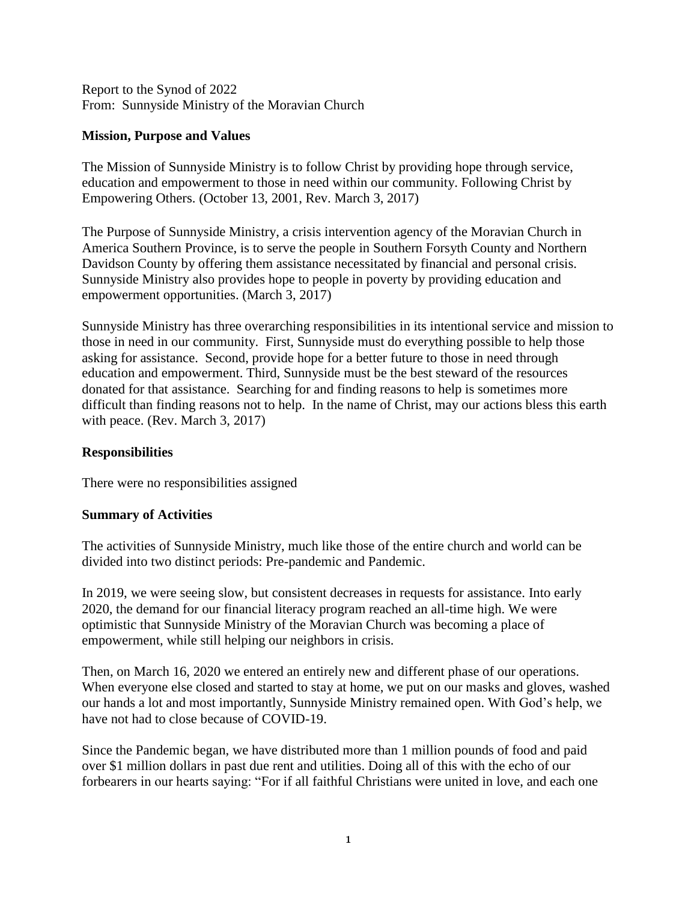Report to the Synod of 2022
From: Sunnyside Ministry of the Moravian Church

## Mission, Purpose and Values

The Mission of Sunnyside Ministry is to follow Christ by providing hope through service, education and empowerment to those in need within our community. Following Christ by Empowering Others. (October 13, 2001, Rev. March 3, 2017)

The Purpose of Sunnyside Ministry, a crisis intervention agency of the Moravian Church in America Southern Province, is to serve the people in Southern Forsyth County and Northern Davidson County by offering them assistance necessitated by financial and personal crisis. Sunnyside Ministry also provides hope to people in poverty by providing education and empowerment opportunities. (March 3, 2017)

Sunnyside Ministry has three overarching responsibilities in its intentional service and mission to those in need in our community. First, Sunnyside must do everything possible to help those asking for assistance. Second, provide hope for a better future to those in need through education and empowerment. Third, Sunnyside must be the best steward of the resources donated for that assistance. Searching for and finding reasons to help is sometimes more difficult than finding reasons not to help. In the name of Christ, may our actions bless this earth with peace. (Rev. March 3, 2017)

## Responsibilities

There were no responsibilities assigned

## Summary of Activities

The activities of Sunnyside Ministry, much like those of the entire church and world can be divided into two distinct periods: Pre-pandemic and Pandemic.

In 2019, we were seeing slow, but consistent decreases in requests for assistance. Into early 2020, the demand for our financial literacy program reached an all-time high. We were optimistic that Sunnyside Ministry of the Moravian Church was becoming a place of empowerment, while still helping our neighbors in crisis.

Then, on March 16, 2020 we entered an entirely new and different phase of our operations. When everyone else closed and started to stay at home, we put on our masks and gloves, washed our hands a lot and most importantly, Sunnyside Ministry remained open. With God's help, we have not had to close because of COVID-19.

Since the Pandemic began, we have distributed more than 1 million pounds of food and paid over $1 million dollars in past due rent and utilities. Doing all of this with the echo of our forbearers in our hearts saying: "For if all faithful Christians were united in love, and each one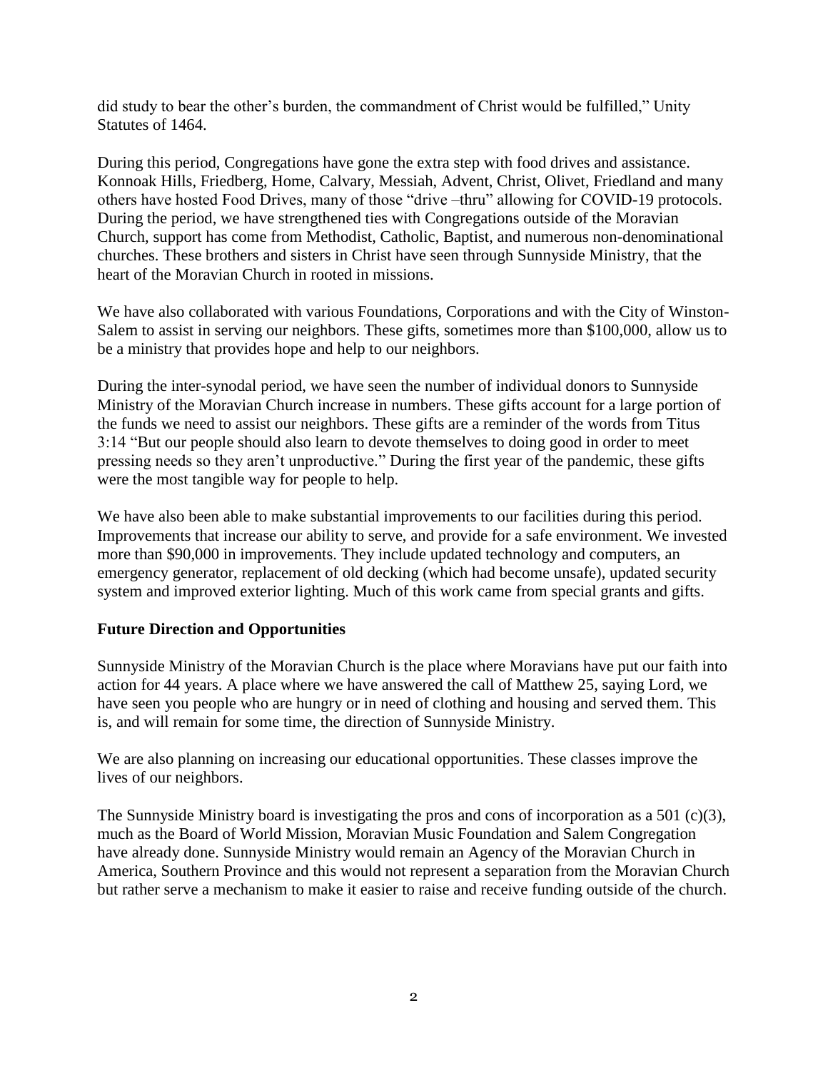did study to bear the other's burden, the commandment of Christ would be fulfilled," Unity Statutes of 1464.

During this period, Congregations have gone the extra step with food drives and assistance. Konnoak Hills, Friedberg, Home, Calvary, Messiah, Advent, Christ, Olivet, Friedland and many others have hosted Food Drives, many of those "drive –thru" allowing for COVID-19 protocols. During the period, we have strengthened ties with Congregations outside of the Moravian Church, support has come from Methodist, Catholic, Baptist, and numerous non-denominational churches. These brothers and sisters in Christ have seen through Sunnyside Ministry, that the heart of the Moravian Church in rooted in missions.

We have also collaborated with various Foundations, Corporations and with the City of Winston-Salem to assist in serving our neighbors. These gifts, sometimes more than $100,000, allow us to be a ministry that provides hope and help to our neighbors.

During the inter-synodal period, we have seen the number of individual donors to Sunnyside Ministry of the Moravian Church increase in numbers. These gifts account for a large portion of the funds we need to assist our neighbors. These gifts are a reminder of the words from Titus 3:14 "But our people should also learn to devote themselves to doing good in order to meet pressing needs so they aren't unproductive." During the first year of the pandemic, these gifts were the most tangible way for people to help.

We have also been able to make substantial improvements to our facilities during this period. Improvements that increase our ability to serve, and provide for a safe environment. We invested more than $90,000 in improvements. They include updated technology and computers, an emergency generator, replacement of old decking (which had become unsafe), updated security system and improved exterior lighting. Much of this work came from special grants and gifts.

## Future Direction and Opportunities

Sunnyside Ministry of the Moravian Church is the place where Moravians have put our faith into action for 44 years. A place where we have answered the call of Matthew 25, saying Lord, we have seen you people who are hungry or in need of clothing and housing and served them. This is, and will remain for some time, the direction of Sunnyside Ministry.

We are also planning on increasing our educational opportunities. These classes improve the lives of our neighbors.

The Sunnyside Ministry board is investigating the pros and cons of incorporation as a 501 (c)(3), much as the Board of World Mission, Moravian Music Foundation and Salem Congregation have already done. Sunnyside Ministry would remain an Agency of the Moravian Church in America, Southern Province and this would not represent a separation from the Moravian Church but rather serve a mechanism to make it easier to raise and receive funding outside of the church.